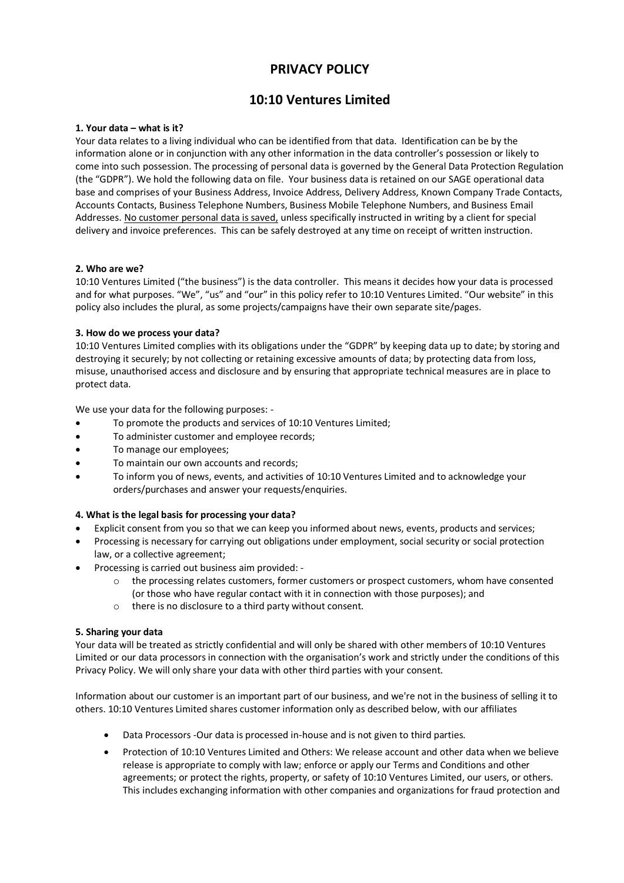# PRIVACY POLICY

## 10:10 Ventures Limited

**1. Your data – what is it?**

Your data relates to a living individual who can be identified from that data. Identification can be by the information alone or in conjunction with any other information in the data controller's possession or likely to come into such possession. The processing of personal data is governed by the General Data Protection Regulation (the "GDPR"). We hold the following data on file. Your business data is retained on our SAGE operational data base and comprises of your Business Address, Invoice Address, Delivery Address, Known Company Trade Contacts, Accounts Contacts, Business Telephone Numbers, Business Mobile Telephone Numbers, and Business Email Addresses. <u>No customer personal data is saved,</u> unless specifically instructed in writing by a client for special delivery and invoice preferences. This can be safely destroyed at any time on receipt of written instruction.

**2. Who are we?**

10:10 Ventures Limited ("the business") is the data controller. This means it decides how your data is processed and for what purposes. "We", "us" and "our" in this policy refer to 10:10 Ventures Limited. "Our website" in this policy also includes the plural, as some projects/campaigns have their own separate site/pages.

**3. How do we process your data?**

10:10 Ventures Limited complies with its obligations under the "GDPR" by keeping data up to date; by storing and destroying it securely; by not collecting or retaining excessive amounts of data; by protecting data from loss, misuse, unauthorised access and disclosure and by ensuring that appropriate technical measures are in place to protect data.

We use your data for the following purposes: -

- To promote the products and services of 10:10 Ventures Limited;
- To administer customer and employee records;
- To manage our employees;
- To maintain our own accounts and records;
- To inform you of news, events, and activities of 10:10 Ventures Limited and to acknowledge your orders/purchases and answer your requests/enquiries.

**4. What is the legal basis for processing your data?**

- Explicit consent from you so that we can keep you informed about news, events, products and services;
- Processing is necessary for carrying out obligations under employment, social security or social protection law, or a collective agreement;
- Processing is carried out business aim provided: -
  - the processing relates customers, former customers or prospect customers, whom have consented (or those who have regular contact with it in connection with those purposes); and
  - there is no disclosure to a third party without consent.

**5. Sharing your data**

Your data will be treated as strictly confidential and will only be shared with other members of 10:10 Ventures Limited or our data processors in connection with the organisation's work and strictly under the conditions of this Privacy Policy. We will only share your data with other third parties with your consent.

Information about our customer is an important part of our business, and we're not in the business of selling it to others. 10:10 Ventures Limited shares customer information only as described below, with our affiliates

- Data Processors -Our data is processed in-house and is not given to third parties.
- Protection of 10:10 Ventures Limited and Others: We release account and other data when we believe release is appropriate to comply with law; enforce or apply our Terms and Conditions and other agreements; or protect the rights, property, or safety of 10:10 Ventures Limited, our users, or others. This includes exchanging information with other companies and organizations for fraud protection and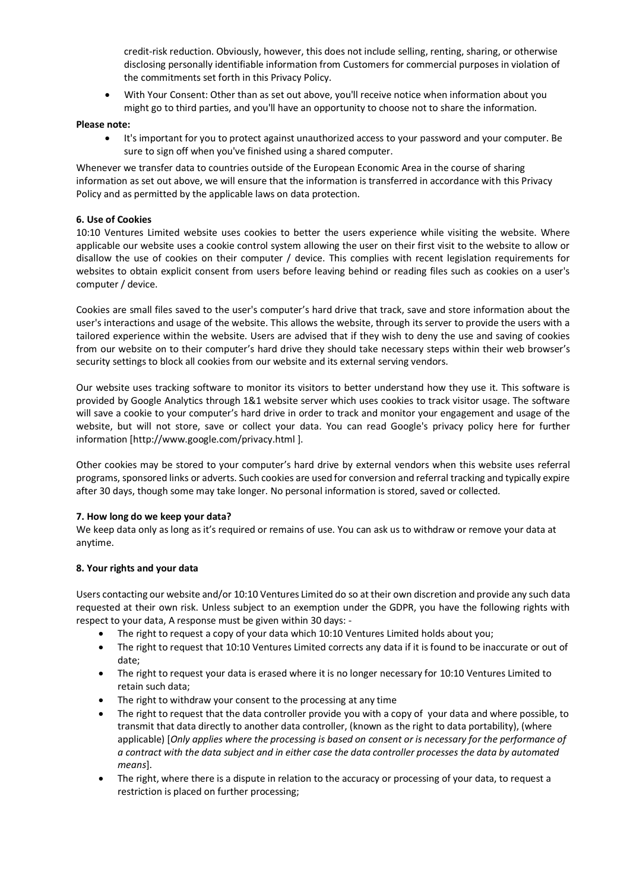credit-risk reduction. Obviously, however, this does not include selling, renting, sharing, or otherwise disclosing personally identifiable information from Customers for commercial purposes in violation of the commitments set forth in this Privacy Policy.

- With Your Consent: Other than as set out above, you'll receive notice when information about you might go to third parties, and you'll have an opportunity to choose not to share the information.

**Please note:**

- It's important for you to protect against unauthorized access to your password and your computer. Be sure to sign off when you've finished using a shared computer.

Whenever we transfer data to countries outside of the European Economic Area in the course of sharing information as set out above, we will ensure that the information is transferred in accordance with this Privacy Policy and as permitted by the applicable laws on data protection.

**6. Use of Cookies**

10:10 Ventures Limited website uses cookies to better the users experience while visiting the website. Where applicable our website uses a cookie control system allowing the user on their first visit to the website to allow or disallow the use of cookies on their computer / device. This complies with recent legislation requirements for websites to obtain explicit consent from users before leaving behind or reading files such as cookies on a user's computer / device.

Cookies are small files saved to the user's computer's hard drive that track, save and store information about the user's interactions and usage of the website. This allows the website, through its server to provide the users with a tailored experience within the website. Users are advised that if they wish to deny the use and saving of cookies from our website on to their computer's hard drive they should take necessary steps within their web browser's security settings to block all cookies from our website and its external serving vendors.

Our website uses tracking software to monitor its visitors to better understand how they use it. This software is provided by Google Analytics through 1&1 website server which uses cookies to track visitor usage. The software will save a cookie to your computer's hard drive in order to track and monitor your engagement and usage of the website, but will not store, save or collect your data. You can read Google's privacy policy here for further information [http://www.google.com/privacy.html ].

Other cookies may be stored to your computer's hard drive by external vendors when this website uses referral programs, sponsored links or adverts. Such cookies are used for conversion and referral tracking and typically expire after 30 days, though some may take longer. No personal information is stored, saved or collected.

**7. How long do we keep your data?**

We keep data only as long as it's required or remains of use. You can ask us to withdraw or remove your data at anytime.

**8. Your rights and your data**

Users contacting our website and/or 10:10 Ventures Limited do so at their own discretion and provide any such data requested at their own risk. Unless subject to an exemption under the GDPR, you have the following rights with respect to your data, A response must be given within 30 days: -

- The right to request a copy of your data which 10:10 Ventures Limited holds about you;
- The right to request that 10:10 Ventures Limited corrects any data if it is found to be inaccurate or out of date;
- The right to request your data is erased where it is no longer necessary for 10:10 Ventures Limited to retain such data;
- The right to withdraw your consent to the processing at any time
- The right to request that the data controller provide you with a copy of your data and where possible, to transmit that data directly to another data controller, (known as the right to data portability), (where applicable) [*Only applies where the processing is based on consent or is necessary for the performance of a contract with the data subject and in either case the data controller processes the data by automated means*].
- The right, where there is a dispute in relation to the accuracy or processing of your data, to request a restriction is placed on further processing;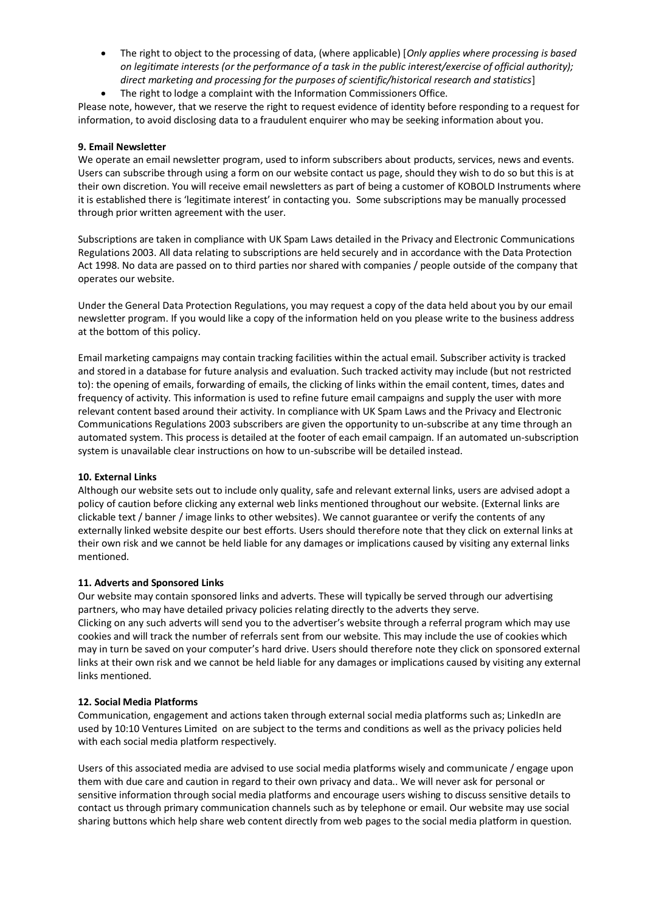- The right to object to the processing of data, (where applicable) [*Only applies where processing is based on legitimate interests (or the performance of a task in the public interest/exercise of official authority); direct marketing and processing for the purposes of scientific/historical research and statistics*]
- The right to lodge a complaint with the Information Commissioners Office.

Please note, however, that we reserve the right to request evidence of identity before responding to a request for information, to avoid disclosing data to a fraudulent enquirer who may be seeking information about you.

**9. Email Newsletter**

We operate an email newsletter program, used to inform subscribers about products, services, news and events. Users can subscribe through using a form on our website contact us page, should they wish to do so but this is at their own discretion. You will receive email newsletters as part of being a customer of KOBOLD Instruments where it is established there is 'legitimate interest' in contacting you. Some subscriptions may be manually processed through prior written agreement with the user.

Subscriptions are taken in compliance with UK Spam Laws detailed in the Privacy and Electronic Communications Regulations 2003. All data relating to subscriptions are held securely and in accordance with the Data Protection Act 1998. No data are passed on to third parties nor shared with companies / people outside of the company that operates our website.

Under the General Data Protection Regulations, you may request a copy of the data held about you by our email newsletter program. If you would like a copy of the information held on you please write to the business address at the bottom of this policy.

Email marketing campaigns may contain tracking facilities within the actual email. Subscriber activity is tracked and stored in a database for future analysis and evaluation. Such tracked activity may include (but not restricted to): the opening of emails, forwarding of emails, the clicking of links within the email content, times, dates and frequency of activity. This information is used to refine future email campaigns and supply the user with more relevant content based around their activity. In compliance with UK Spam Laws and the Privacy and Electronic Communications Regulations 2003 subscribers are given the opportunity to un-subscribe at any time through an automated system. This process is detailed at the footer of each email campaign. If an automated un-subscription system is unavailable clear instructions on how to un-subscribe will be detailed instead.

**10. External Links**

Although our website sets out to include only quality, safe and relevant external links, users are advised adopt a policy of caution before clicking any external web links mentioned throughout our website. (External links are clickable text / banner / image links to other websites). We cannot guarantee or verify the contents of any externally linked website despite our best efforts. Users should therefore note that they click on external links at their own risk and we cannot be held liable for any damages or implications caused by visiting any external links mentioned.

**11. Adverts and Sponsored Links**

Our website may contain sponsored links and adverts. These will typically be served through our advertising partners, who may have detailed privacy policies relating directly to the adverts they serve.
Clicking on any such adverts will send you to the advertiser's website through a referral program which may use cookies and will track the number of referrals sent from our website. This may include the use of cookies which may in turn be saved on your computer's hard drive. Users should therefore note they click on sponsored external links at their own risk and we cannot be held liable for any damages or implications caused by visiting any external links mentioned.

**12. Social Media Platforms**

Communication, engagement and actions taken through external social media platforms such as; LinkedIn are used by 10:10 Ventures Limited on are subject to the terms and conditions as well as the privacy policies held with each social media platform respectively.

Users of this associated media are advised to use social media platforms wisely and communicate / engage upon them with due care and caution in regard to their own privacy and data.. We will never ask for personal or sensitive information through social media platforms and encourage users wishing to discuss sensitive details to contact us through primary communication channels such as by telephone or email. Our website may use social sharing buttons which help share web content directly from web pages to the social media platform in question.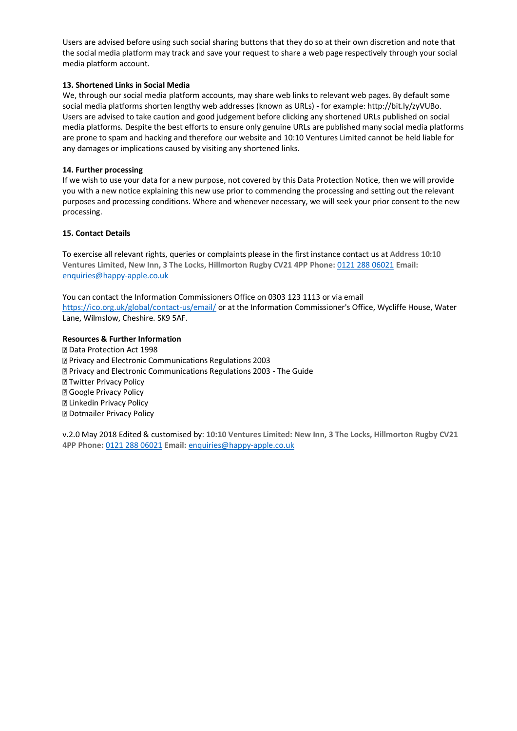Users are advised before using such social sharing buttons that they do so at their own discretion and note that the social media platform may track and save your request to share a web page respectively through your social media platform account.

**13. Shortened Links in Social Media**

We, through our social media platform accounts, may share web links to relevant web pages. By default some social media platforms shorten lengthy web addresses (known as URLs) - for example: http://bit.ly/zyVUBo. Users are advised to take caution and good judgement before clicking any shortened URLs published on social media platforms. Despite the best efforts to ensure only genuine URLs are published many social media platforms are prone to spam and hacking and therefore our website and 10:10 Ventures Limited cannot be held liable for any damages or implications caused by visiting any shortened links.

**14. Further processing**

If we wish to use your data for a new purpose, not covered by this Data Protection Notice, then we will provide you with a new notice explaining this new use prior to commencing the processing and setting out the relevant purposes and processing conditions. Where and whenever necessary, we will seek your prior consent to the new processing.

**15. Contact Details**

To exercise all relevant rights, queries or complaints please in the first instance contact us at **Address 10:10 Ventures Limited, New Inn, 3 The Locks, Hillmorton Rugby CV21 4PP Phone:** 0121 288 06021 **Email:** enquiries@happy-apple.co.uk

You can contact the Information Commissioners Office on 0303 123 1113 or via email https://ico.org.uk/global/contact-us/email/ or at the Information Commissioner's Office, Wycliffe House, Water Lane, Wilmslow, Cheshire. SK9 5AF.

**Resources & Further Information**

- Data Protection Act 1998
- Privacy and Electronic Communications Regulations 2003
- Privacy and Electronic Communications Regulations 2003 - The Guide
- Twitter Privacy Policy
- Google Privacy Policy
- Linkedin Privacy Policy
- Dotmailer Privacy Policy

v.2.0 May 2018 Edited & customised by: **10:10 Ventures Limited: New Inn, 3 The Locks, Hillmorton Rugby CV21 4PP Phone:** 0121 288 06021 **Email:** enquiries@happy-apple.co.uk